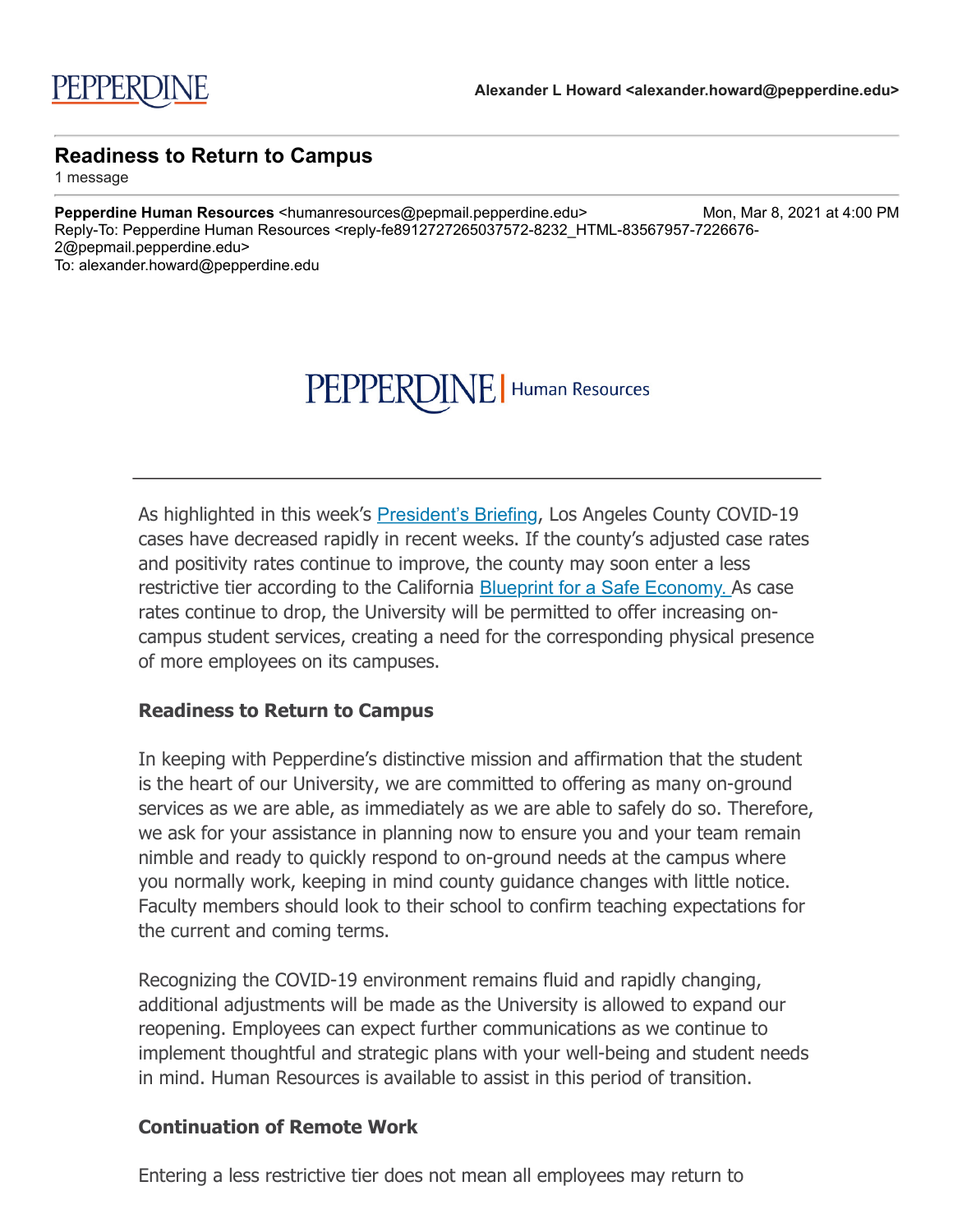PEPPERDINE

**Alexander L Howard <alexander.howard@pepperdine.edu>**

## Readiness to Return to Campus

1 message

**Pepperdine Human Resources** <humanresources@pepmail.pepperdine.edu> Mon, Mar 8, 2021 at 4:00 PM
Reply-To: Pepperdine Human Resources <reply-fe8912727265037572-8232_HTML-83567957-7226676-2@pepmail.pepperdine.edu>
To: alexander.howard@pepperdine.edu

PEPPERDINE | Human Resources

---

As highlighted in this week's President's Briefing, Los Angeles County COVID-19 cases have decreased rapidly in recent weeks. If the county's adjusted case rates and positivity rates continue to improve, the county may soon enter a less restrictive tier according to the California Blueprint for a Safe Economy. As case rates continue to drop, the University will be permitted to offer increasing on-campus student services, creating a need for the corresponding physical presence of more employees on its campuses.

**Readiness to Return to Campus**

In keeping with Pepperdine's distinctive mission and affirmation that the student is the heart of our University, we are committed to offering as many on-ground services as we are able, as immediately as we are able to safely do so. Therefore, we ask for your assistance in planning now to ensure you and your team remain nimble and ready to quickly respond to on-ground needs at the campus where you normally work, keeping in mind county guidance changes with little notice. Faculty members should look to their school to confirm teaching expectations for the current and coming terms.

Recognizing the COVID-19 environment remains fluid and rapidly changing, additional adjustments will be made as the University is allowed to expand our reopening. Employees can expect further communications as we continue to implement thoughtful and strategic plans with your well-being and student needs in mind. Human Resources is available to assist in this period of transition.

**Continuation of Remote Work**

Entering a less restrictive tier does not mean all employees may return to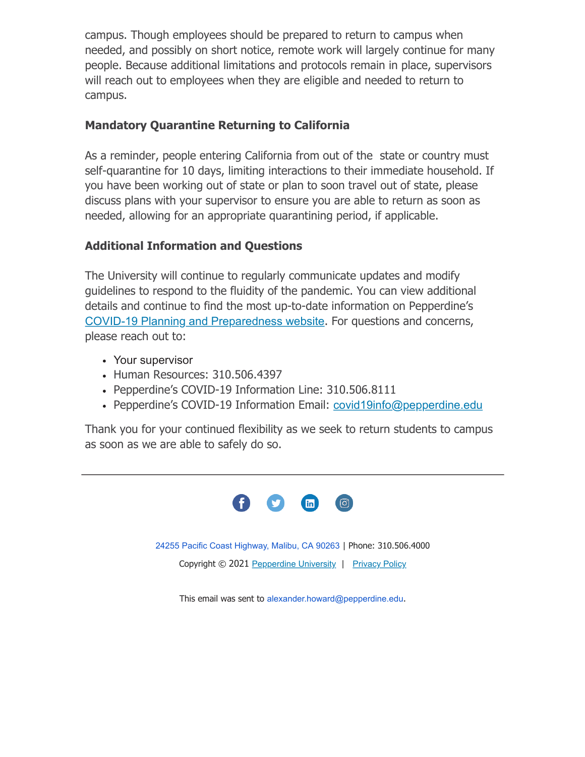campus. Though employees should be prepared to return to campus when needed, and possibly on short notice, remote work will largely continue for many people. Because additional limitations and protocols remain in place, supervisors will reach out to employees when they are eligible and needed to return to campus.

**Mandatory Quarantine Returning to California**

As a reminder, people entering California from out of the state or country must self-quarantine for 10 days, limiting interactions to their immediate household. If you have been working out of state or plan to soon travel out of state, please discuss plans with your supervisor to ensure you are able to return as soon as needed, allowing for an appropriate quarantining period, if applicable.

**Additional Information and Questions**

The University will continue to regularly communicate updates and modify guidelines to respond to the fluidity of the pandemic. You can view additional details and continue to find the most up-to-date information on Pepperdine's [COVID-19 Planning and Preparedness website](). For questions and concerns, please reach out to:

- Your supervisor
- Human Resources: 310.506.4397
- Pepperdine's COVID-19 Information Line: 310.506.8111
- Pepperdine's COVID-19 Information Email: covid19info@pepperdine.edu

Thank you for your continued flexibility as we seek to return students to campus as soon as we are able to safely do so.

---

24255 Pacific Coast Highway, Malibu, CA 90263 | Phone: 310.506.4000

Copyright © 2021 Pepperdine University | Privacy Policy

This email was sent to alexander.howard@pepperdine.edu.